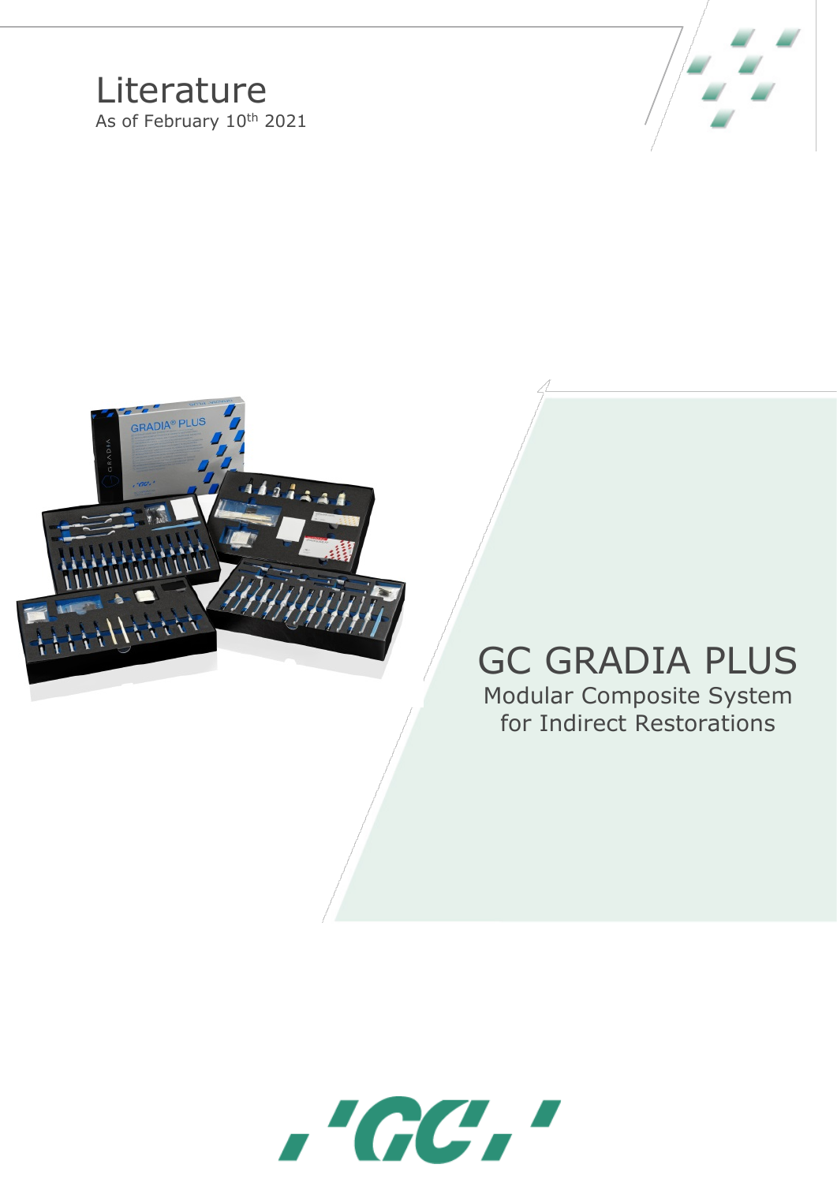# Literature

As of February 10th 2021

# GC GRADIA PLUS

Modular Composite System for Indirect Restorations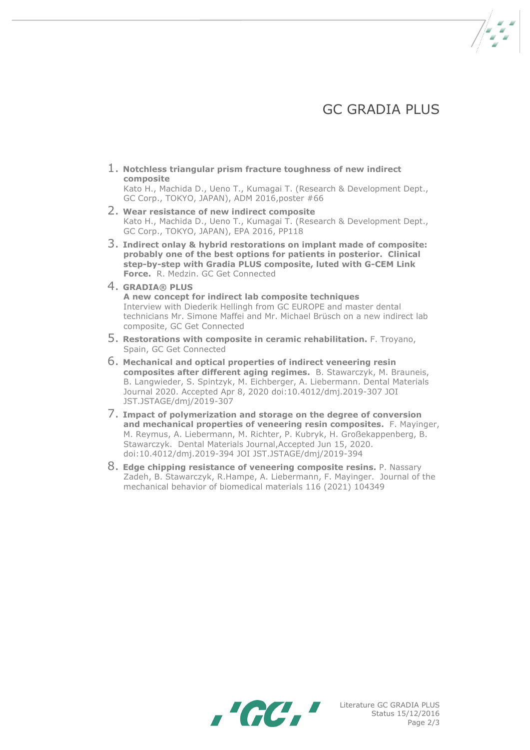# GC GRADIA PLUS

1. **Notchless triangular prism fracture toughness of new indirect composite**
   Kato H., Machida D., Ueno T., Kumagai T. (Research & Development Dept., GC Corp., TOKYO, JAPAN), ADM 2016,poster #66
2. **Wear resistance of new indirect composite**
   Kato H., Machida D., Ueno T., Kumagai T. (Research & Development Dept., GC Corp., TOKYO, JAPAN), EPA 2016, PP118
3. **Indirect onlay & hybrid restorations on implant made of composite: probably one of the best options for patients in posterior. Clinical step-by-step with Gradia PLUS composite, luted with G-CEM Link Force.** R. Medzin. GC Get Connected
4. **GRADIA® PLUS**
   **A new concept for indirect lab composite techniques**
   Interview with Diederik Hellingh from GC EUROPE and master dental technicians Mr. Simone Maffei and Mr. Michael Brüsch on a new indirect lab composite, GC Get Connected
5. **Restorations with composite in ceramic rehabilitation.** F. Troyano, Spain, GC Get Connected
6. **Mechanical and optical properties of indirect veneering resin composites after different aging regimes.** B. Stawarczyk, M. Brauneis, B. Langwieder, S. Spintzyk, M. Eichberger, A. Liebermann. Dental Materials Journal 2020. Accepted Apr 8, 2020 doi:10.4012/dmj.2019-307 JOI JST.JSTAGE/dmj/2019-307
7. **Impact of polymerization and storage on the degree of conversion and mechanical properties of veneering resin composites.** F. Mayinger, M. Reymus, A. Liebermann, M. Richter, P. Kubryk, H. Großekappenberg, B. Stawarczyk. Dental Materials Journal,Accepted Jun 15, 2020. doi:10.4012/dmj.2019-394 JOI JST.JSTAGE/dmj/2019-394
8. **Edge chipping resistance of veneering composite resins.** P. Nassary Zadeh, B. Stawarczyk, R.Hampe, A. Liebermann, F. Mayinger. Journal of the mechanical behavior of biomedical materials 116 (2021) 104349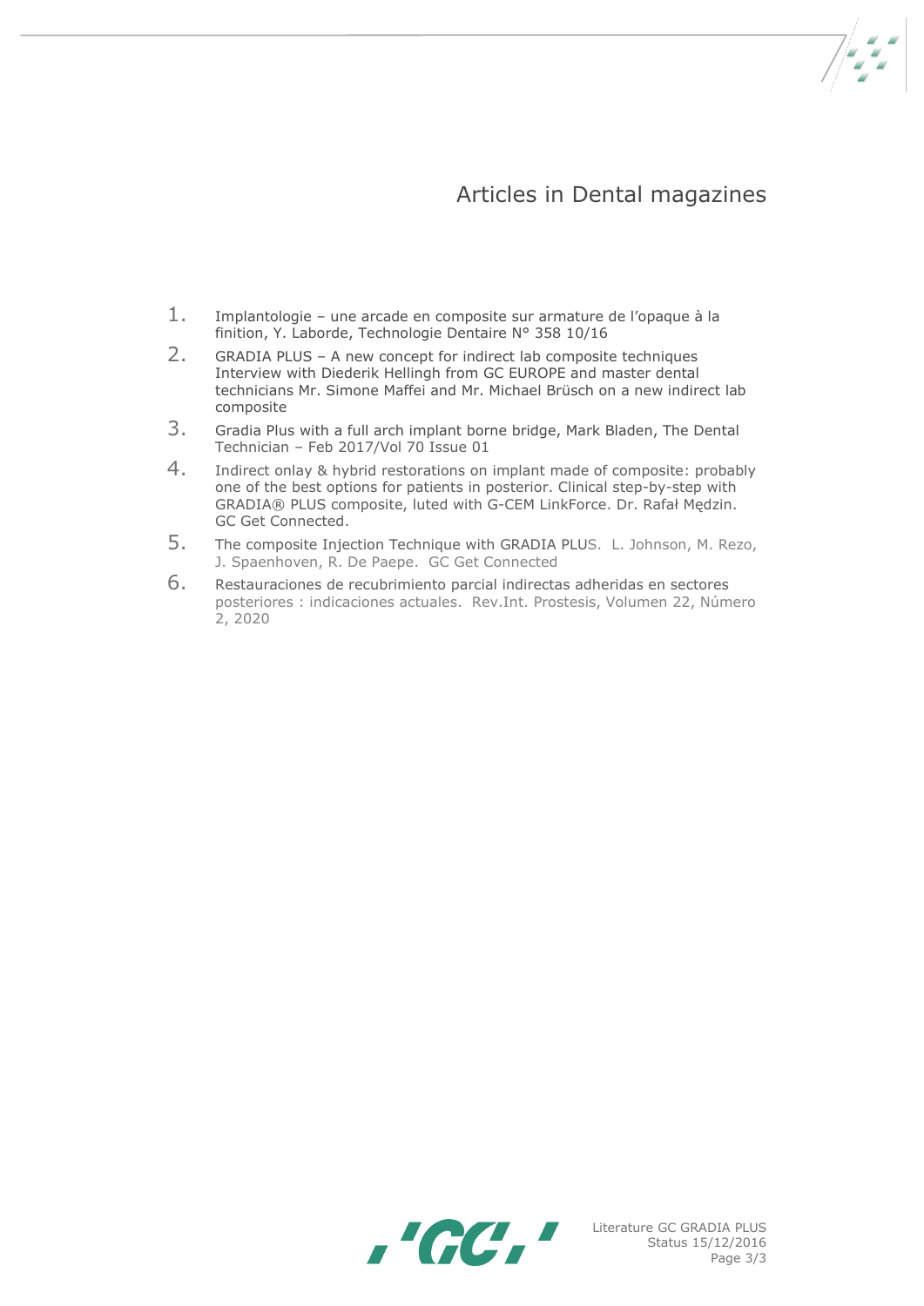# Articles in Dental magazines

1. Implantologie – une arcade en composite sur armature de l'opaque à la finition, Y. Laborde, Technologie Dentaire N° 358 10/16
2. GRADIA PLUS – A new concept for indirect lab composite techniques Interview with Diederik Hellingh from GC EUROPE and master dental technicians Mr. Simone Maffei and Mr. Michael Brüsch on a new indirect lab composite
3. Gradia Plus with a full arch implant borne bridge, Mark Bladen, The Dental Technician – Feb 2017/Vol 70 Issue 01
4. Indirect onlay & hybrid restorations on implant made of composite: probably one of the best options for patients in posterior. Clinical step-by-step with GRADIA® PLUS composite, luted with G-CEM LinkForce. Dr. Rafał Mędzin. GC Get Connected.
5. The composite Injection Technique with GRADIA PLUS. L. Johnson, M. Rezo, J. Spaenhoven, R. De Paepe. GC Get Connected
6. Restauraciones de recubrimiento parcial indirectas adheridas en sectores posteriores : indicaciones actuales. Rev.Int. Prostesis, Volumen 22, Número 2, 2020